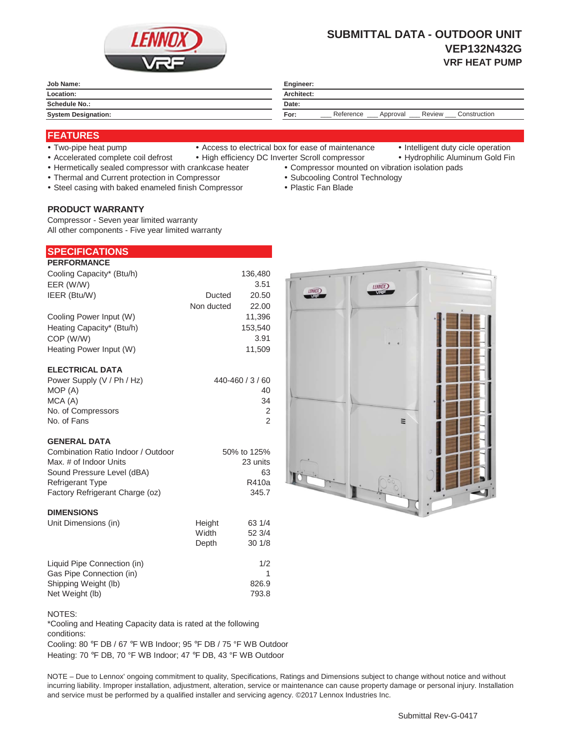# SUBMITTAL DATA - OUTDOOR UNIT
## VEP132N432G
### VRF HEAT PUMP

| | | | |
|---|---|---|---|
| **Job Name:** | | **Engineer:** | |
| **Location:** | | **Architect:** | |
| **Schedule No.:** | | **Date:** | |
| **System Designation:** | | **For:** | ___ Reference ___ Approval ___ Review ___ Construction |

## FEATURES

- Two-pipe heat pump
- Accelerated complete coil defrost
- Hermetically sealed compressor with crankcase heater
- Thermal and Current protection in Compressor
- Steel casing with baked enameled finish Compressor
- Access to electrical box for ease of maintenance
- High efficiency DC Inverter Scroll compressor
- Compressor mounted on vibration isolation pads
- Subcooling Control Technology
- Plastic Fan Blade
- Intelligent duty cicle operation
- Hydrophilic Aluminum Gold Fin

### PRODUCT WARRANTY

Compressor - Seven year limited warranty
All other components - Five year limited warranty

## SPECIFICATIONS

### PERFORMANCE

| | | |
|---|---|---|
| Cooling Capacity* (Btu/h) | | 136,480 |
| EER (W/W) | | 3.51 |
| IEER (Btu/W) | Ducted | 20.50 |
| | Non ducted | 22.00 |
| Cooling Power Input (W) | | 11,396 |
| Heating Capacity* (Btu/h) | | 153,540 |
| COP (W/W) | | 3.91 |
| Heating Power Input (W) | | 11,509 |

### ELECTRICAL DATA

| | |
|---|---|
| Power Supply (V / Ph / Hz) | 440-460 / 3 / 60 |
| MOP (A) | 40 |
| MCA (A) | 34 |
| No. of Compressors | 2 |
| No. of Fans | 2 |

### GENERAL DATA

| | |
|---|---|
| Combination Ratio Indoor / Outdoor | 50% to 125% |
| Max. # of Indoor Units | 23 units |
| Sound Pressure Level (dBA) | 63 |
| Refrigerant Type | R410a |
| Factory Refrigerant Charge (oz) | 345.7 |

### DIMENSIONS

| | | |
|---|---|---|
| Unit Dimensions (in) | Height | 63 1/4 |
| | Width | 52 3/4 |
| | Depth | 30 1/8 |
| Liquid Pipe Connection (in) | | 1/2 |
| Gas Pipe Connection (in) | | 1 |
| Shipping Weight (lb) | | 826.9 |
| Net Weight (lb) | | 793.8 |

NOTES:
*Cooling and Heating Capacity data is rated at the following conditions:
Cooling: 80 °F DB / 67 °F WB Indoor; 95 °F DB / 75 °F WB Outdoor
Heating: 70 °F DB, 70 °F WB Indoor; 47 °F DB, 43 °F WB Outdoor

NOTE – Due to Lennox' ongoing commitment to quality, Specifications, Ratings and Dimensions subject to change without notice and without incurring liability. Improper installation, adjustment, alteration, service or maintenance can cause property damage or personal injury. Installation and service must be performed by a qualified installer and servicing agency. ©2017 Lennox Industries Inc.

Submittal Rev-G-0417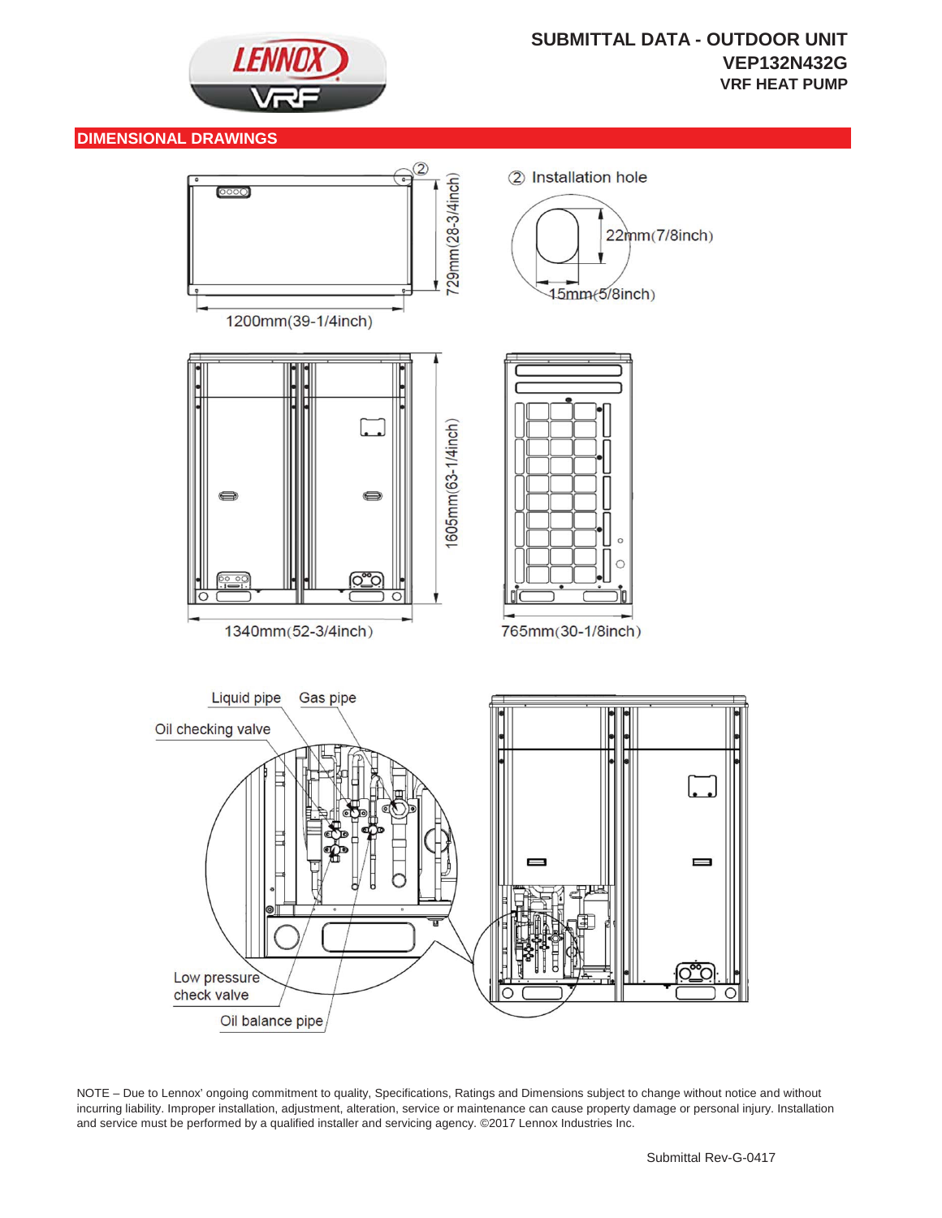# SUBMITTAL DATA - OUTDOOR UNIT

## VEP132N432G

### VRF HEAT PUMP

## DIMENSIONAL DRAWINGS

729mm(28-3/4inch)

1200mm(39-1/4inch)

② Installation hole

22mm(7/8inch)

15mm(5/8inch)

1605mm(63-1/4inch)

1340mm(52-3/4inch)

765mm(30-1/8inch)

Liquid pipe

Gas pipe

Oil checking valve

Low pressure check valve

Oil balance pipe

NOTE – Due to Lennox' ongoing commitment to quality, Specifications, Ratings and Dimensions subject to change without notice and without incurring liability. Improper installation, adjustment, alteration, service or maintenance can cause property damage or personal injury. Installation and service must be performed by a qualified installer and servicing agency. ©2017 Lennox Industries Inc.

Submittal Rev-G-0417